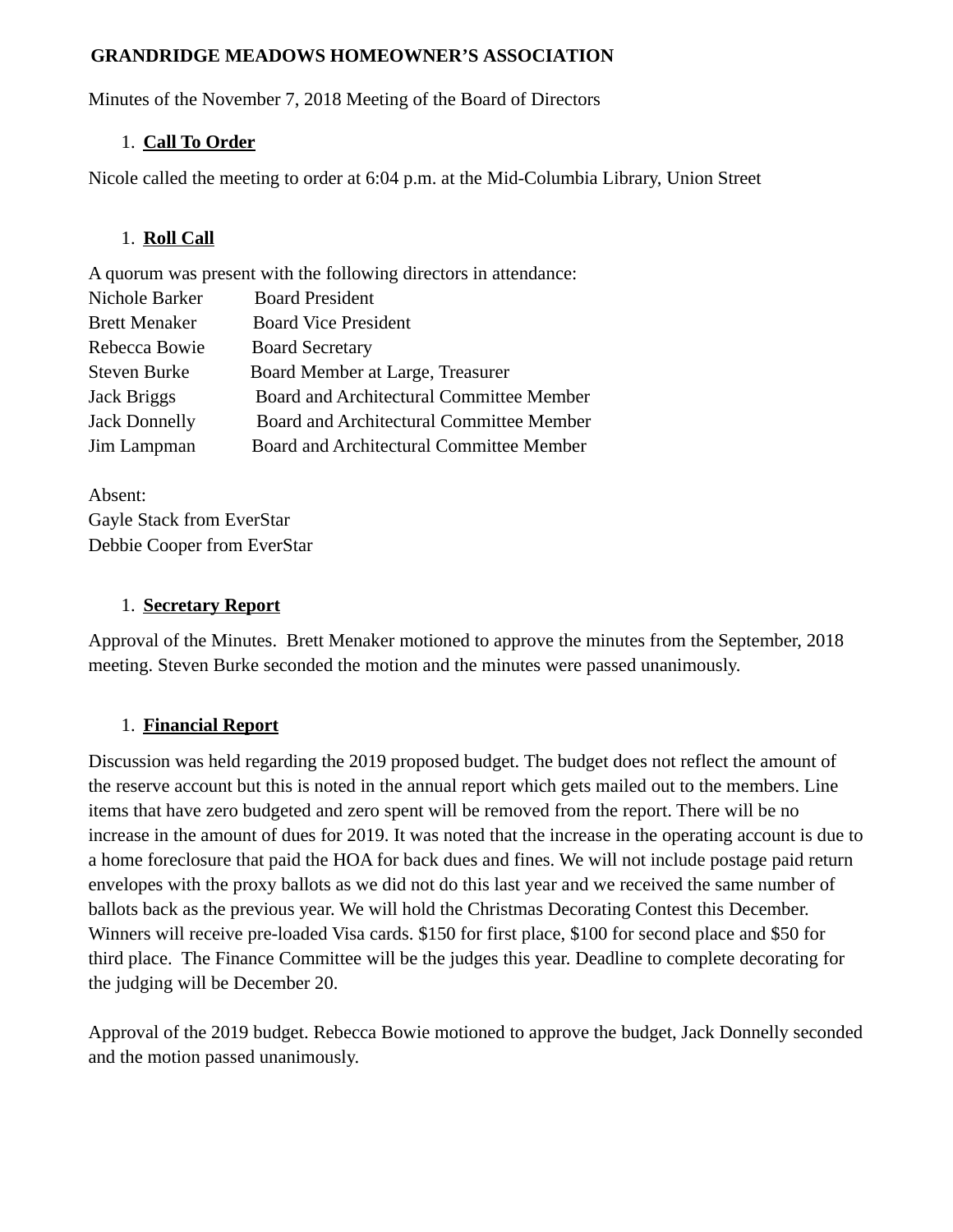**GRANDRIDGE MEADOWS HOMEOWNER'S ASSOCIATION**

Minutes of the November 7, 2018 Meeting of the Board of Directors

1. **Call To Order**

Nicole called the meeting to order at 6:04 p.m. at the Mid-Columbia Library, Union Street

1. **Roll Call**

A quorum was present with the following directors in attendance:

| | |
|---|---|
| Nichole Barker | Board President |
| Brett Menaker | Board Vice President |
| Rebecca Bowie | Board Secretary |
| Steven Burke | Board Member at Large, Treasurer |
| Jack Briggs | Board and Architectural Committee Member |
| Jack Donnelly | Board and Architectural Committee Member |
| Jim Lampman | Board and Architectural Committee Member |

Absent:
Gayle Stack from EverStar
Debbie Cooper from EverStar

1. **Secretary Report**

Approval of the Minutes. Brett Menaker motioned to approve the minutes from the September, 2018 meeting. Steven Burke seconded the motion and the minutes were passed unanimously.

1. **Financial Report**

Discussion was held regarding the 2019 proposed budget. The budget does not reflect the amount of the reserve account but this is noted in the annual report which gets mailed out to the members. Line items that have zero budgeted and zero spent will be removed from the report. There will be no increase in the amount of dues for 2019. It was noted that the increase in the operating account is due to a home foreclosure that paid the HOA for back dues and fines. We will not include postage paid return envelopes with the proxy ballots as we did not do this last year and we received the same number of ballots back as the previous year. We will hold the Christmas Decorating Contest this December. Winners will receive pre-loaded Visa cards. $150 for first place, $100 for second place and $50 for third place. The Finance Committee will be the judges this year. Deadline to complete decorating for the judging will be December 20.

Approval of the 2019 budget. Rebecca Bowie motioned to approve the budget, Jack Donnelly seconded and the motion passed unanimously.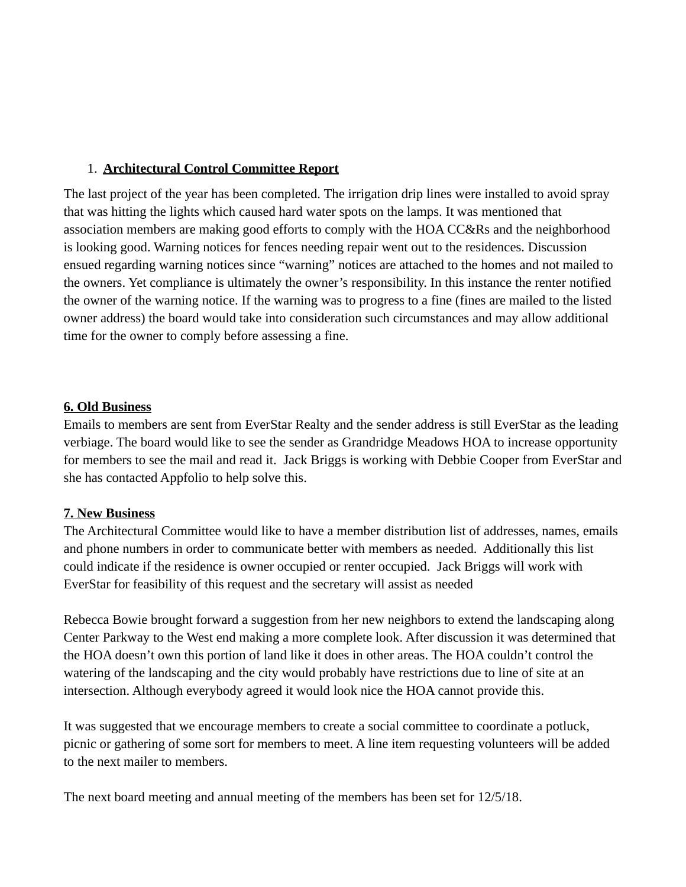1. **Architectural Control Committee Report**

The last project of the year has been completed. The irrigation drip lines were installed to avoid spray that was hitting the lights which caused hard water spots on the lamps. It was mentioned that association members are making good efforts to comply with the HOA CC&Rs and the neighborhood is looking good. Warning notices for fences needing repair went out to the residences. Discussion ensued regarding warning notices since "warning" notices are attached to the homes and not mailed to the owners. Yet compliance is ultimately the owner's responsibility. In this instance the renter notified the owner of the warning notice. If the warning was to progress to a fine (fines are mailed to the listed owner address) the board would take into consideration such circumstances and may allow additional time for the owner to comply before assessing a fine.

**6. Old Business**

Emails to members are sent from EverStar Realty and the sender address is still EverStar as the leading verbiage. The board would like to see the sender as Grandridge Meadows HOA to increase opportunity for members to see the mail and read it. Jack Briggs is working with Debbie Cooper from EverStar and she has contacted Appfolio to help solve this.

**7. New Business**

The Architectural Committee would like to have a member distribution list of addresses, names, emails and phone numbers in order to communicate better with members as needed. Additionally this list could indicate if the residence is owner occupied or renter occupied. Jack Briggs will work with EverStar for feasibility of this request and the secretary will assist as needed

Rebecca Bowie brought forward a suggestion from her new neighbors to extend the landscaping along Center Parkway to the West end making a more complete look. After discussion it was determined that the HOA doesn't own this portion of land like it does in other areas. The HOA couldn't control the watering of the landscaping and the city would probably have restrictions due to line of site at an intersection. Although everybody agreed it would look nice the HOA cannot provide this.

It was suggested that we encourage members to create a social committee to coordinate a potluck, picnic or gathering of some sort for members to meet. A line item requesting volunteers will be added to the next mailer to members.

The next board meeting and annual meeting of the members has been set for 12/5/18.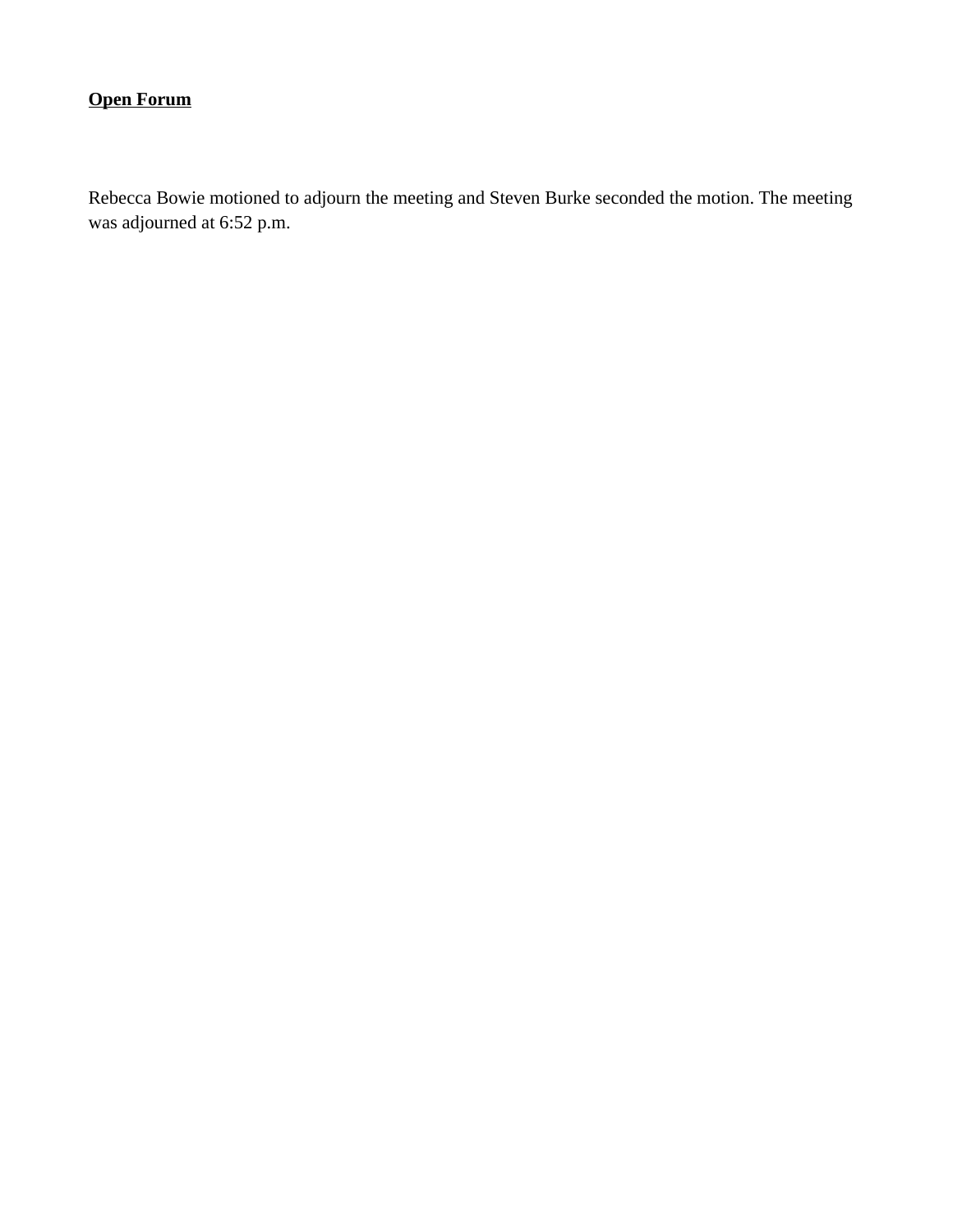**Open Forum**

Rebecca Bowie motioned to adjourn the meeting and Steven Burke seconded the motion. The meeting was adjourned at 6:52 p.m.